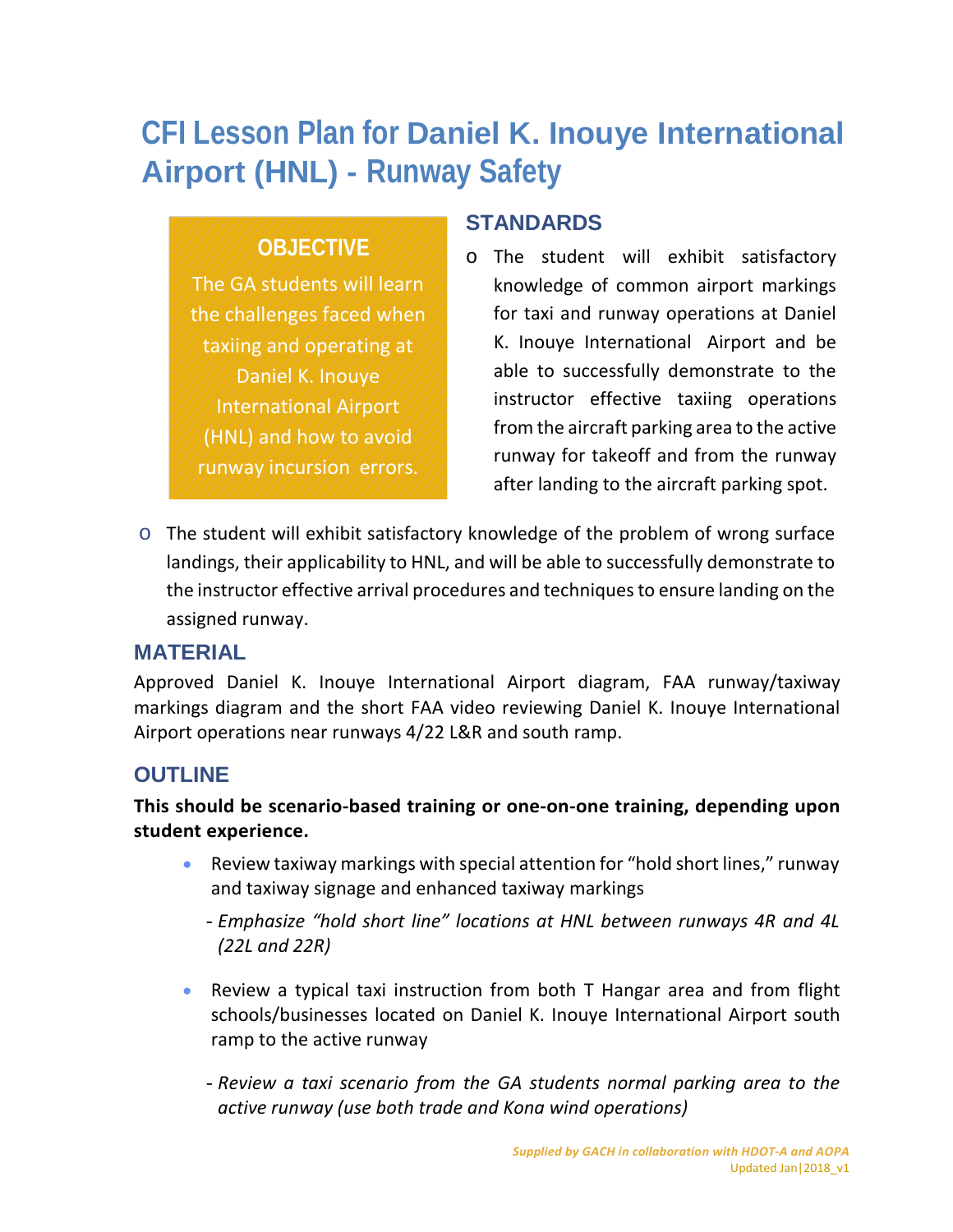# CFI Lesson Plan for Daniel K. Inouye International Airport (HNL) - Runway Safety

## OBJECTIVE

The GA students will learn the challenges faced when taxiing and operating at Daniel K. Inouye International Airport (HNL) and how to avoid runway incursion errors.

## STANDARDS

- The student will exhibit satisfactory knowledge of common airport markings for taxi and runway operations at Daniel K. Inouye International Airport and be able to successfully demonstrate to the instructor effective taxiing operations from the aircraft parking area to the active runway for takeoff and from the runway after landing to the aircraft parking spot.
- The student will exhibit satisfactory knowledge of the problem of wrong surface landings, their applicability to HNL, and will be able to successfully demonstrate to the instructor effective arrival procedures and techniques to ensure landing on the assigned runway.

## MATERIAL

Approved Daniel K. Inouye International Airport diagram, FAA runway/taxiway markings diagram and the short FAA video reviewing Daniel K. Inouye International Airport operations near runways 4/22 L&R and south ramp.

## OUTLINE

**This should be scenario-based training or one-on-one training, depending upon student experience.**

- Review taxiway markings with special attention for "hold short lines," runway and taxiway signage and enhanced taxiway markings
  - *Emphasize "hold short line" locations at HNL between runways 4R and 4L (22L and 22R)*
- Review a typical taxi instruction from both T Hangar area and from flight schools/businesses located on Daniel K. Inouye International Airport south ramp to the active runway
  - *Review a taxi scenario from the GA students normal parking area to the active runway (use both trade and Kona wind operations)*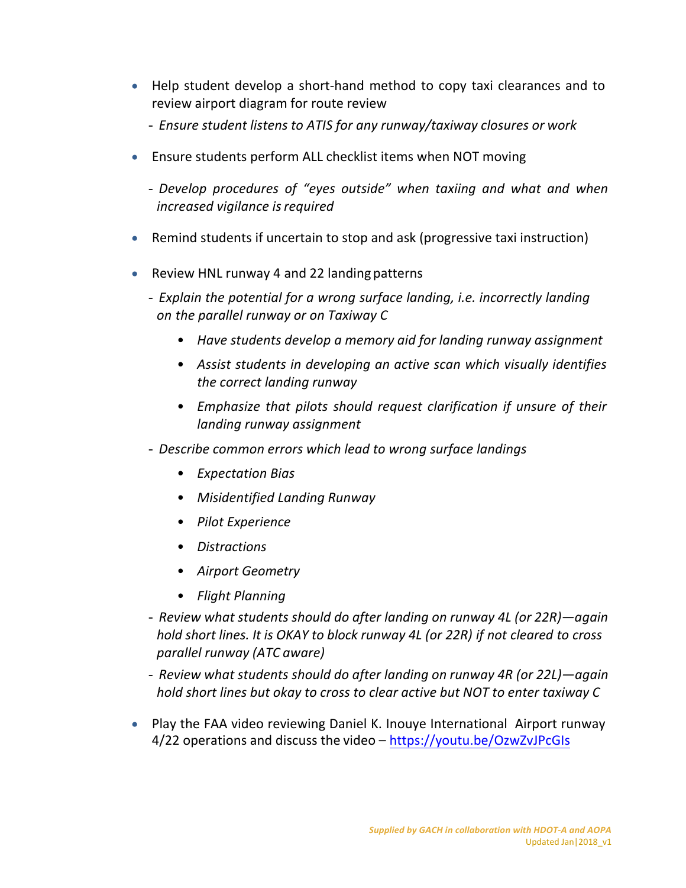- Help student develop a short-hand method to copy taxi clearances and to review airport diagram for route review
  - *Ensure student listens to ATIS for any runway/taxiway closures or work*

- Ensure students perform ALL checklist items when NOT moving
  - *Develop procedures of "eyes outside" when taxiing and what and when increased vigilance is required*

- Remind students if uncertain to stop and ask (progressive taxi instruction)

- Review HNL runway 4 and 22 landing patterns
  - *Explain the potential for a wrong surface landing, i.e. incorrectly landing on the parallel runway or on Taxiway C*
    - *Have students develop a memory aid for landing runway assignment*
    - *Assist students in developing an active scan which visually identifies the correct landing runway*
    - *Emphasize that pilots should request clarification if unsure of their landing runway assignment*
  - *Describe common errors which lead to wrong surface landings*
    - *Expectation Bias*
    - *Misidentified Landing Runway*
    - *Pilot Experience*
    - *Distractions*
    - *Airport Geometry*
    - *Flight Planning*
  - *Review what students should do after landing on runway 4L (or 22R)—again hold short lines. It is OKAY to block runway 4L (or 22R) if not cleared to cross parallel runway (ATC aware)*
  - *Review what students should do after landing on runway 4R (or 22L)—again hold short lines but okay to cross to clear active but NOT to enter taxiway C*

- Play the FAA video reviewing Daniel K. Inouye International Airport runway 4/22 operations and discuss the video – [https://youtu.be/OzwZvJPcGIs](https://youtu.be/OzwZvJPcGIs)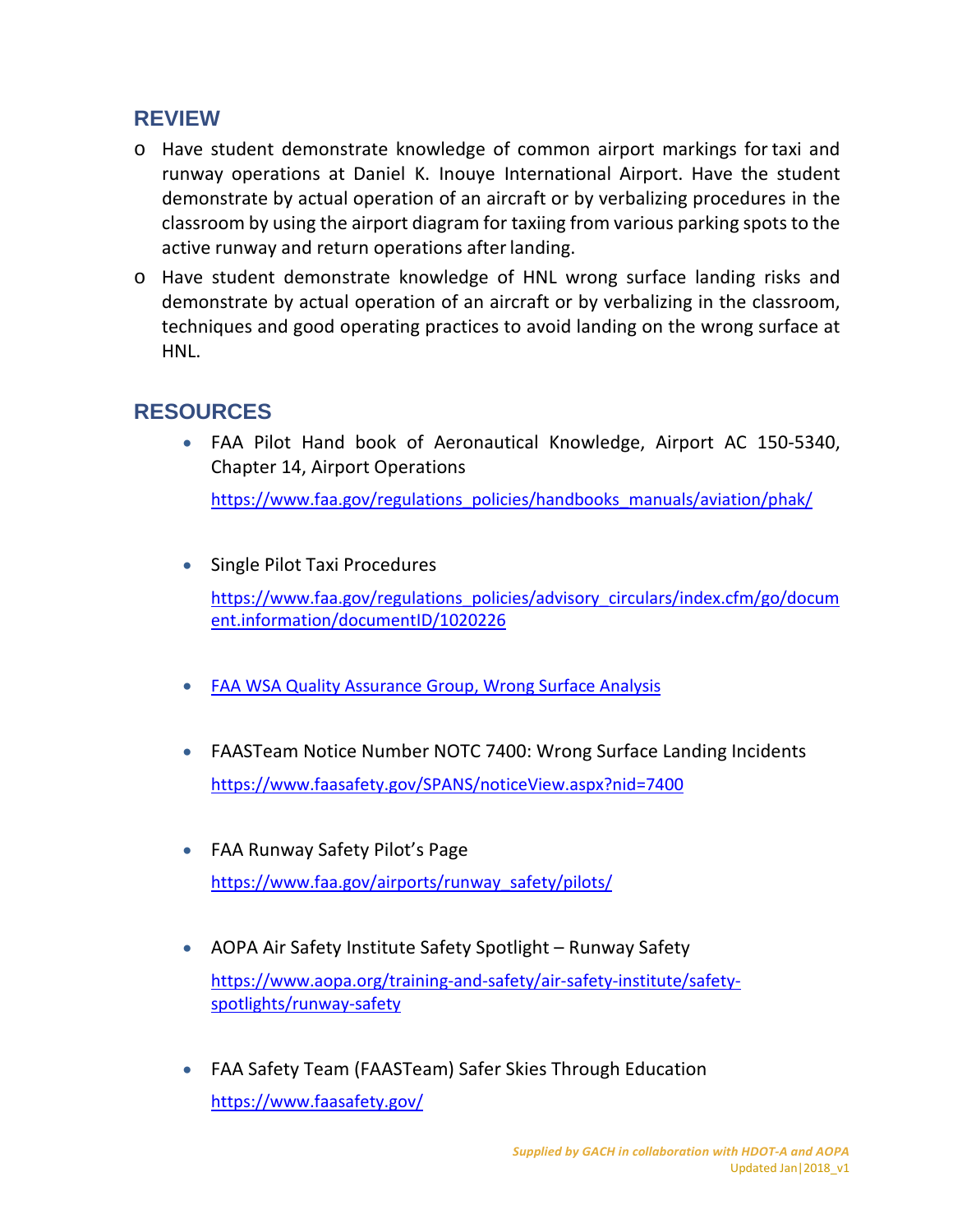## REVIEW

- Have student demonstrate knowledge of common airport markings for taxi and runway operations at Daniel K. Inouye International Airport. Have the student demonstrate by actual operation of an aircraft or by verbalizing procedures in the classroom by using the airport diagram for taxiing from various parking spots to the active runway and return operations after landing.
- Have student demonstrate knowledge of HNL wrong surface landing risks and demonstrate by actual operation of an aircraft or by verbalizing in the classroom, techniques and good operating practices to avoid landing on the wrong surface at HNL.

## RESOURCES

- FAA Pilot Hand book of Aeronautical Knowledge, Airport AC 150-5340, Chapter 14, Airport Operations

  https://www.faa.gov/regulations_policies/handbooks_manuals/aviation/phak/

- Single Pilot Taxi Procedures

  https://www.faa.gov/regulations_policies/advisory_circulars/index.cfm/go/document.information/documentID/1020226

- FAA WSA Quality Assurance Group, Wrong Surface Analysis

- FAASTeam Notice Number NOTC 7400: Wrong Surface Landing Incidents

  https://www.faasafety.gov/SPANS/noticeView.aspx?nid=7400

- FAA Runway Safety Pilot's Page

  https://www.faa.gov/airports/runway_safety/pilots/

- AOPA Air Safety Institute Safety Spotlight – Runway Safety

  https://www.aopa.org/training-and-safety/air-safety-institute/safety-spotlights/runway-safety

- FAA Safety Team (FAASTeam) Safer Skies Through Education

  https://www.faasafety.gov/

*Supplied by GACH in collaboration with HDOT-A and AOPA*

Updated Jan|2018_v1